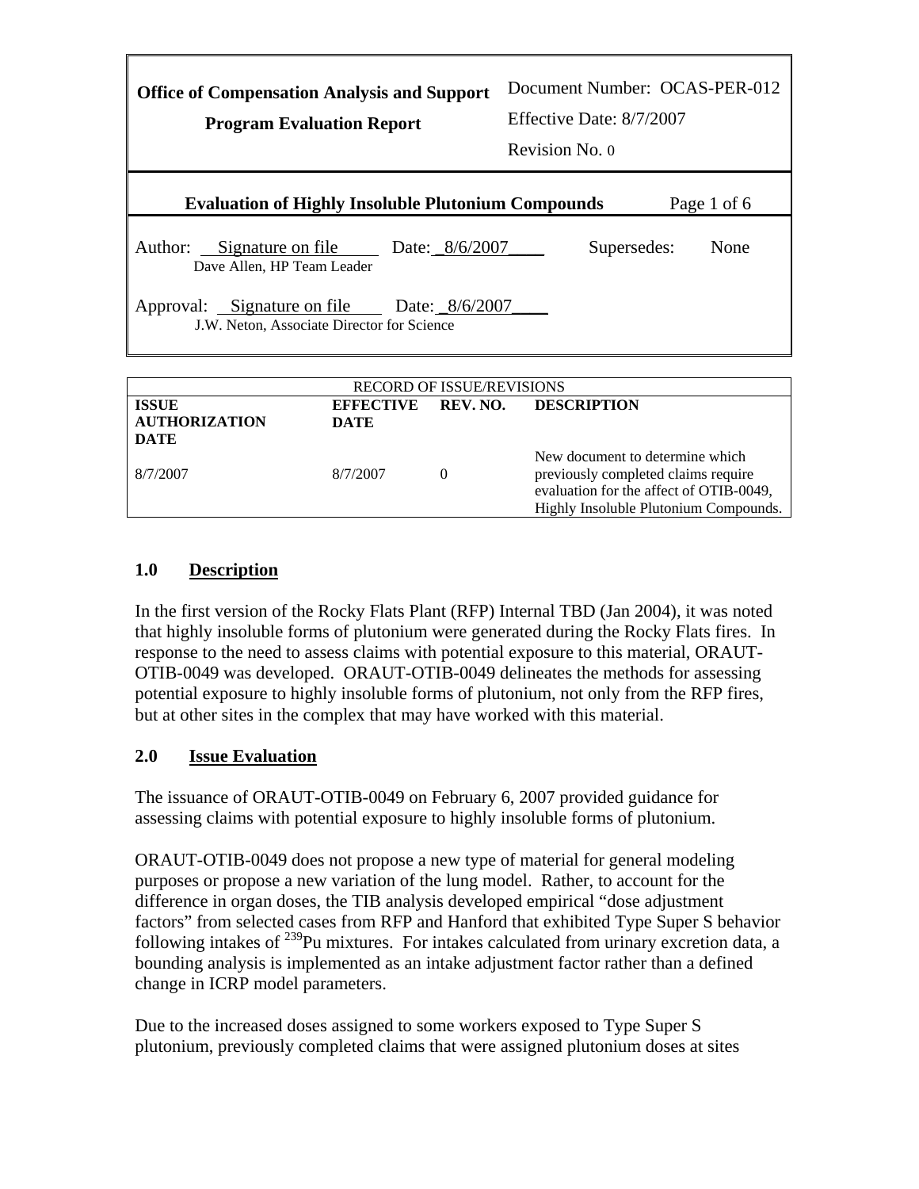| **Office of Compensation Analysis and Support** **Program Evaluation Report** | Document Number: OCAS-PER-012 Effective Date: 8/7/2007 Revision No. 0 |
|---|---|
| **Evaluation of Highly Insoluble Plutonium Compounds** | Page 1 of 6 |
| Author: Signature on file Date: 8/6/2007 Dave Allen, HP Team Leader | Supersedes: None |
| Approval: Signature on file Date: 8/6/2007 J.W. Neton, Associate Director for Science | |

RECORD OF ISSUE/REVISIONS

| **ISSUE AUTHORIZATION DATE** | **EFFECTIVE DATE** | **REV. NO.** | **DESCRIPTION** |
|---|---|---|---|
| 8/7/2007 | 8/7/2007 | 0 | New document to determine which previously completed claims require evaluation for the affect of OTIB-0049, Highly Insoluble Plutonium Compounds. |

## 1.0 Description

In the first version of the Rocky Flats Plant (RFP) Internal TBD (Jan 2004), it was noted that highly insoluble forms of plutonium were generated during the Rocky Flats fires. In response to the need to assess claims with potential exposure to this material, ORAUT-OTIB-0049 was developed. ORAUT-OTIB-0049 delineates the methods for assessing potential exposure to highly insoluble forms of plutonium, not only from the RFP fires, but at other sites in the complex that may have worked with this material.

## 2.0 Issue Evaluation

The issuance of ORAUT-OTIB-0049 on February 6, 2007 provided guidance for assessing claims with potential exposure to highly insoluble forms of plutonium.

ORAUT-OTIB-0049 does not propose a new type of material for general modeling purposes or propose a new variation of the lung model. Rather, to account for the difference in organ doses, the TIB analysis developed empirical "dose adjustment factors" from selected cases from RFP and Hanford that exhibited Type Super S behavior following intakes of $^{239}$Pu mixtures. For intakes calculated from urinary excretion data, a bounding analysis is implemented as an intake adjustment factor rather than a defined change in ICRP model parameters.

Due to the increased doses assigned to some workers exposed to Type Super S plutonium, previously completed claims that were assigned plutonium doses at sites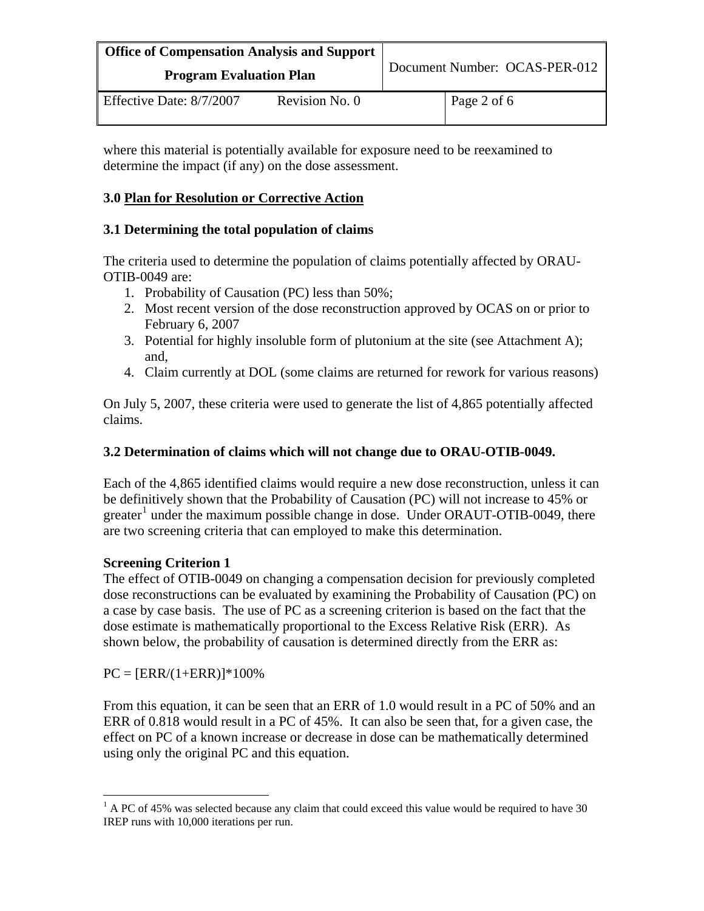where this material is potentially available for exposure need to be reexamined to determine the impact (if any) on the dose assessment.

## 3.0 Plan for Resolution or Corrective Action

### 3.1 Determining the total population of claims

The criteria used to determine the population of claims potentially affected by ORAU-OTIB-0049 are:

1. Probability of Causation (PC) less than 50%;
2. Most recent version of the dose reconstruction approved by OCAS on or prior to February 6, 2007
3. Potential for highly insoluble form of plutonium at the site (see Attachment A); and,
4. Claim currently at DOL (some claims are returned for rework for various reasons)

On July 5, 2007, these criteria were used to generate the list of 4,865 potentially affected claims.

### 3.2 Determination of claims which will not change due to ORAU-OTIB-0049.

Each of the 4,865 identified claims would require a new dose reconstruction, unless it can be definitively shown that the Probability of Causation (PC) will not increase to 45% or greater[1] under the maximum possible change in dose. Under ORAUT-OTIB-0049, there are two screening criteria that can employed to make this determination.

**Screening Criterion 1**

The effect of OTIB-0049 on changing a compensation decision for previously completed dose reconstructions can be evaluated by examining the Probability of Causation (PC) on a case by case basis. The use of PC as a screening criterion is based on the fact that the dose estimate is mathematically proportional to the Excess Relative Risk (ERR). As shown below, the probability of causation is determined directly from the ERR as:

$$PC = [ERR/(1+ERR)]*100\%$$

From this equation, it can be seen that an ERR of 1.0 would result in a PC of 50% and an ERR of 0.818 would result in a PC of 45%. It can also be seen that, for a given case, the effect on PC of a known increase or decrease in dose can be mathematically determined using only the original PC and this equation.

[1] A PC of 45% was selected because any claim that could exceed this value would be required to have 30 IREP runs with 10,000 iterations per run.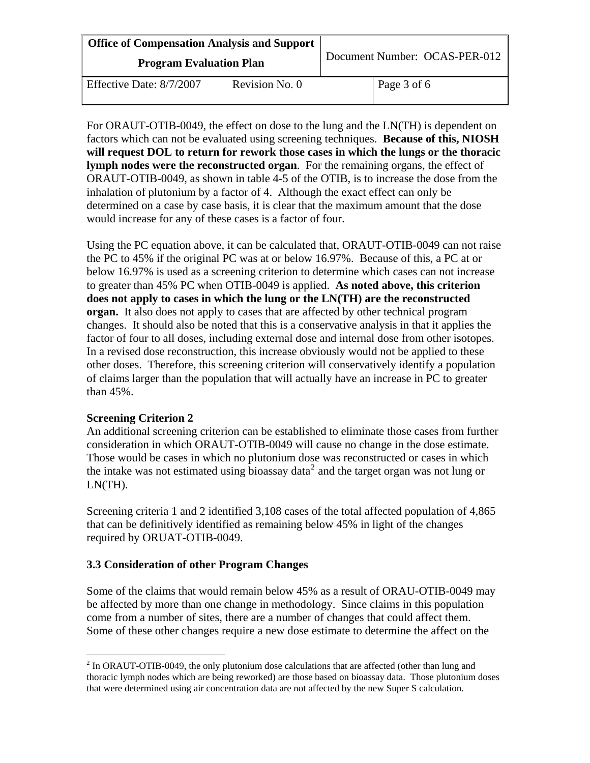For ORAUT-OTIB-0049, the effect on dose to the lung and the LN(TH) is dependent on factors which can not be evaluated using screening techniques. **Because of this, NIOSH will request DOL to return for rework those cases in which the lungs or the thoracic lymph nodes were the reconstructed organ**. For the remaining organs, the effect of ORAUT-OTIB-0049, as shown in table 4-5 of the OTIB, is to increase the dose from the inhalation of plutonium by a factor of 4. Although the exact effect can only be determined on a case by case basis, it is clear that the maximum amount that the dose would increase for any of these cases is a factor of four.

Using the PC equation above, it can be calculated that, ORAUT-OTIB-0049 can not raise the PC to 45% if the original PC was at or below 16.97%. Because of this, a PC at or below 16.97% is used as a screening criterion to determine which cases can not increase to greater than 45% PC when OTIB-0049 is applied. **As noted above, this criterion does not apply to cases in which the lung or the LN(TH) are the reconstructed organ.** It also does not apply to cases that are affected by other technical program changes. It should also be noted that this is a conservative analysis in that it applies the factor of four to all doses, including external dose and internal dose from other isotopes. In a revised dose reconstruction, this increase obviously would not be applied to these other doses. Therefore, this screening criterion will conservatively identify a population of claims larger than the population that will actually have an increase in PC to greater than 45%.

**Screening Criterion 2**

An additional screening criterion can be established to eliminate those cases from further consideration in which ORAUT-OTIB-0049 will cause no change in the dose estimate. Those would be cases in which no plutonium dose was reconstructed or cases in which the intake was not estimated using bioassay data[2] and the target organ was not lung or LN(TH).

Screening criteria 1 and 2 identified 3,108 cases of the total affected population of 4,865 that can be definitively identified as remaining below 45% in light of the changes required by ORUAT-OTIB-0049.

### 3.3 Consideration of other Program Changes

Some of the claims that would remain below 45% as a result of ORAU-OTIB-0049 may be affected by more than one change in methodology. Since claims in this population come from a number of sites, there are a number of changes that could affect them. Some of these other changes require a new dose estimate to determine the affect on the

[2] In ORAUT-OTIB-0049, the only plutonium dose calculations that are affected (other than lung and thoracic lymph nodes which are being reworked) are those based on bioassay data. Those plutonium doses that were determined using air concentration data are not affected by the new Super S calculation.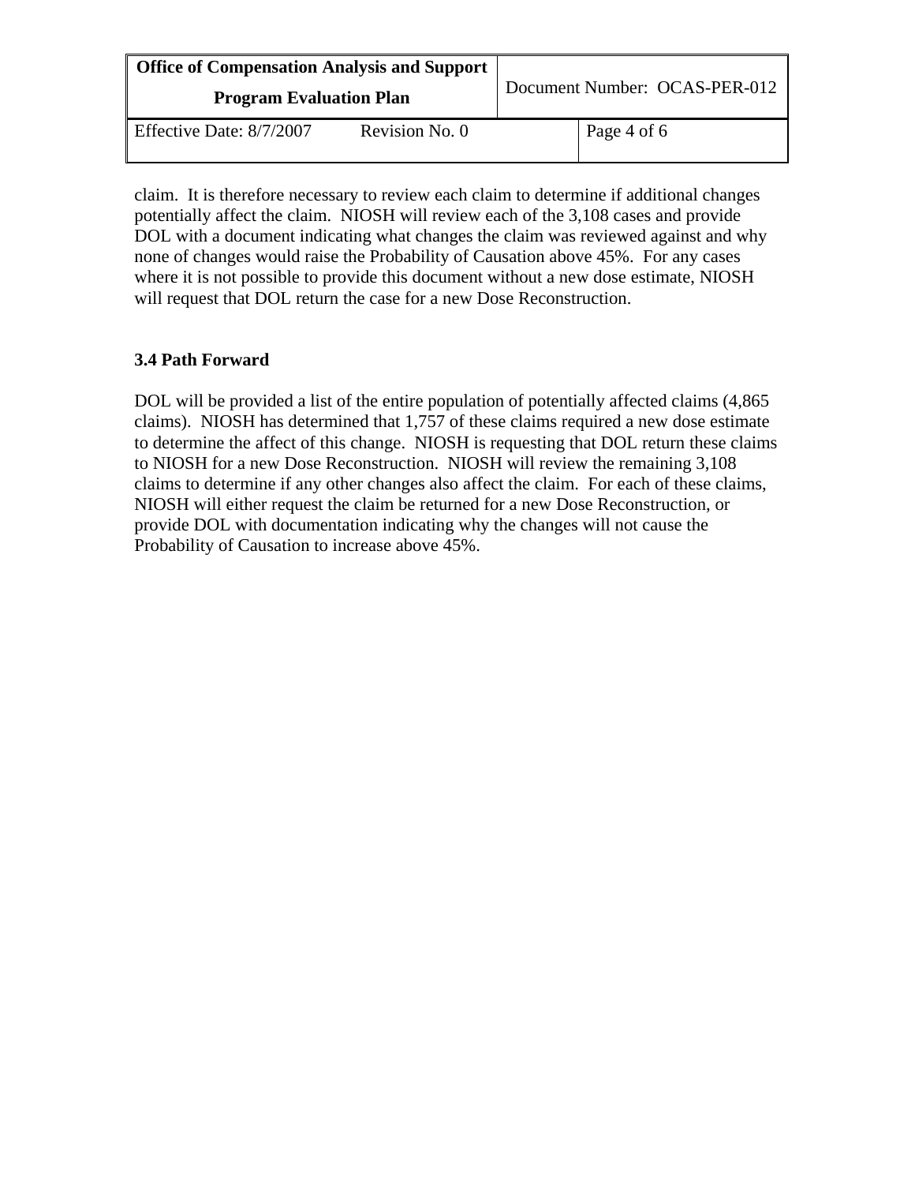claim.  It is therefore necessary to review each claim to determine if additional changes potentially affect the claim.  NIOSH will review each of the 3,108 cases and provide DOL with a document indicating what changes the claim was reviewed against and why none of changes would raise the Probability of Causation above 45%.  For any cases where it is not possible to provide this document without a new dose estimate, NIOSH will request that DOL return the case for a new Dose Reconstruction.

### 3.4 Path Forward

DOL will be provided a list of the entire population of potentially affected claims (4,865 claims).  NIOSH has determined that 1,757 of these claims required a new dose estimate to determine the affect of this change.  NIOSH is requesting that DOL return these claims to NIOSH for a new Dose Reconstruction.  NIOSH will review the remaining 3,108 claims to determine if any other changes also affect the claim.  For each of these claims, NIOSH will either request the claim be returned for a new Dose Reconstruction, or provide DOL with documentation indicating why the changes will not cause the Probability of Causation to increase above 45%.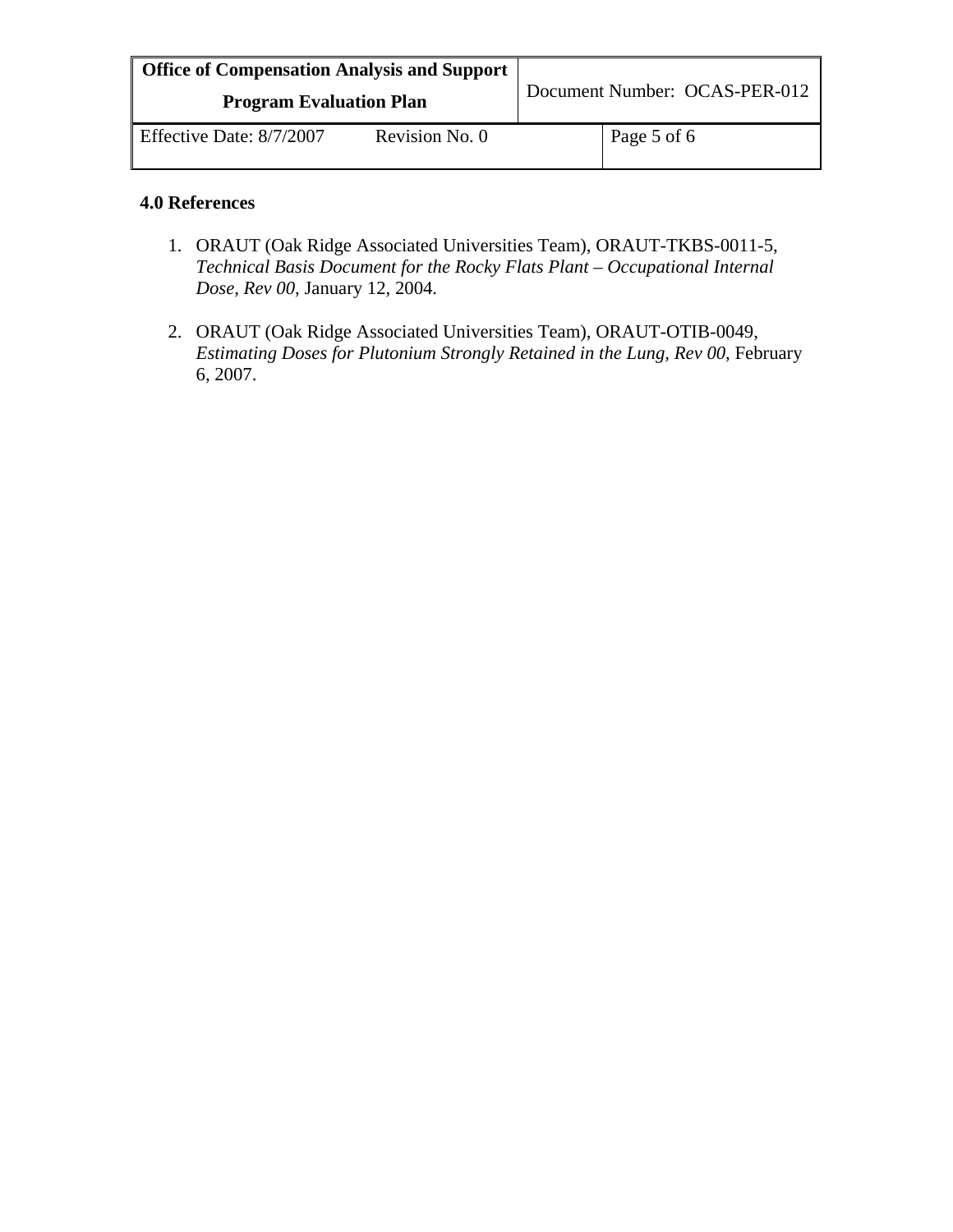## 4.0 References

1. ORAUT (Oak Ridge Associated Universities Team), ORAUT-TKBS-0011-5, *Technical Basis Document for the Rocky Flats Plant – Occupational Internal Dose, Rev 00*, January 12, 2004.

2. ORAUT (Oak Ridge Associated Universities Team), ORAUT-OTIB-0049, *Estimating Doses for Plutonium Strongly Retained in the Lung, Rev 00*, February 6, 2007.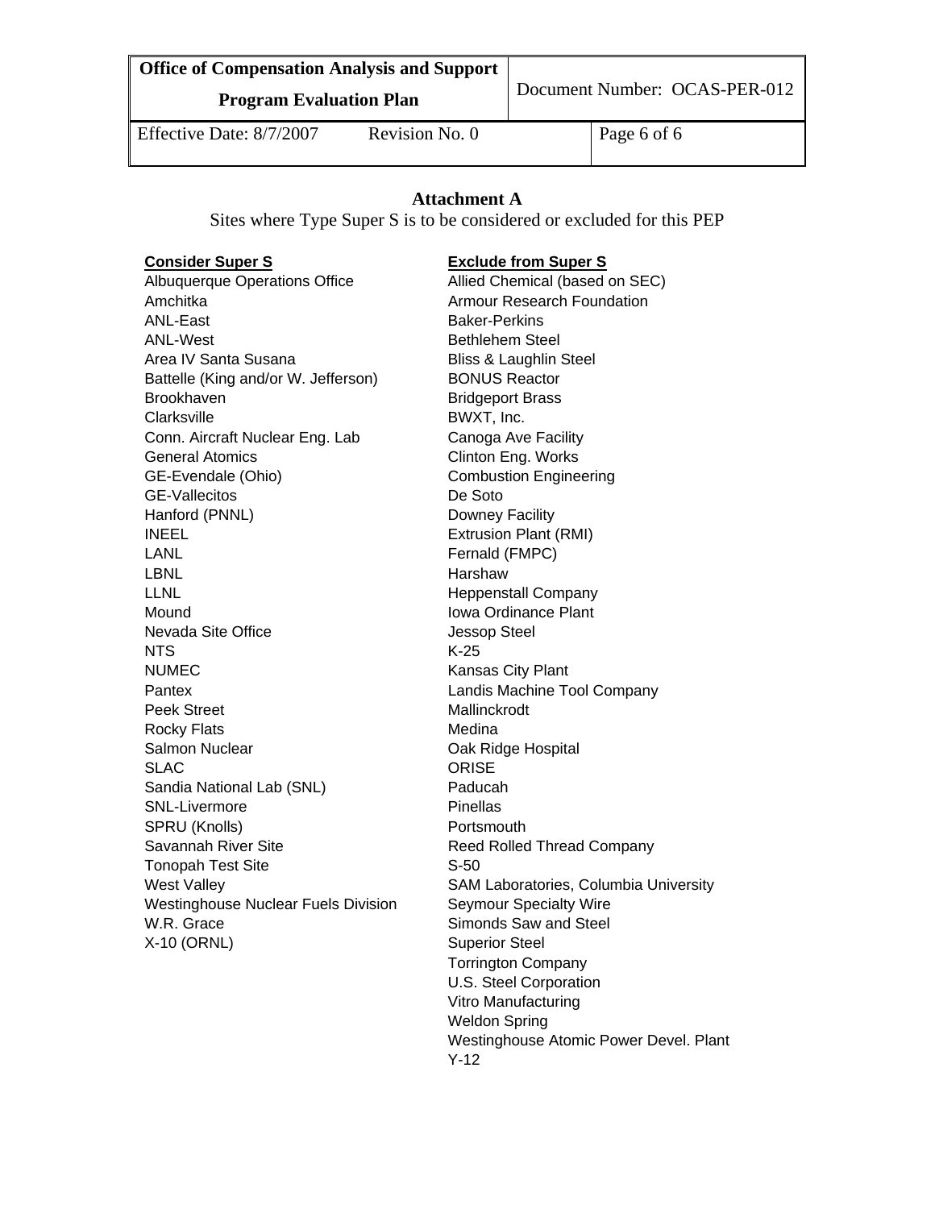## Attachment A

Sites where Type Super S is to be considered or excluded for this PEP

| Consider Super S | Exclude from Super S |
|---|---|
| Albuquerque Operations Office | Allied Chemical (based on SEC) |
| Amchitka | Armour Research Foundation |
| ANL-East | Baker-Perkins |
| ANL-West | Bethlehem Steel |
| Area IV Santa Susana | Bliss & Laughlin Steel |
| Battelle (King and/or W. Jefferson) | BONUS Reactor |
| Brookhaven | Bridgeport Brass |
| Clarksville | BWXT, Inc. |
| Conn. Aircraft Nuclear Eng. Lab | Canoga Ave Facility |
| General Atomics | Clinton Eng. Works |
| GE-Evendale (Ohio) | Combustion Engineering |
| GE-Vallecitos | De Soto |
| Hanford (PNNL) | Downey Facility |
| INEEL | Extrusion Plant (RMI) |
| LANL | Fernald (FMPC) |
| LBNL | Harshaw |
| LLNL | Heppenstall Company |
| Mound | Iowa Ordinance Plant |
| Nevada Site Office | Jessop Steel |
| NTS | K-25 |
| NUMEC | Kansas City Plant |
| Pantex | Landis Machine Tool Company |
| Peek Street | Mallinckrodt |
| Rocky Flats | Medina |
| Salmon Nuclear | Oak Ridge Hospital |
| SLAC | ORISE |
| Sandia National Lab (SNL) | Paducah |
| SNL-Livermore | Pinellas |
| SPRU (Knolls) | Portsmouth |
| Savannah River Site | Reed Rolled Thread Company |
| Tonopah Test Site | S-50 |
| West Valley | SAM Laboratories, Columbia University |
| Westinghouse Nuclear Fuels Division | Seymour Specialty Wire |
| W.R. Grace | Simonds Saw and Steel |
| X-10 (ORNL) | Superior Steel |
| | Torrington Company |
| | U.S. Steel Corporation |
| | Vitro Manufacturing |
| | Weldon Spring |
| | Westinghouse Atomic Power Devel. Plant |
| | Y-12 |